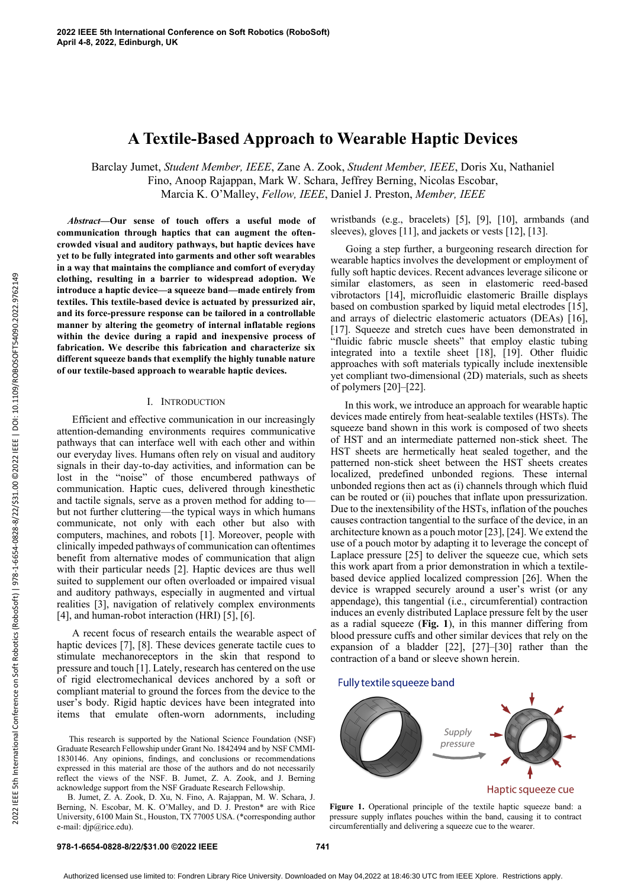# A Textile-Based Approach to Wearable Haptic Devices

Barclay Jumet, *Student Member, IEEE*, Zane A. Zook, *Student Member, IEEE*, Doris Xu, Nathaniel Fino, Anoop Rajappan, Mark W. Schara, Jeffrey Berning, Nicolas Escobar, Marcia K. O'Malley, *Fellow, IEEE*, Daniel J. Preston, *Member, IEEE*

***Abstract*—Our sense of touch offers a useful mode of communication through haptics that can augment the often-crowded visual and auditory pathways, but haptic devices have yet to be fully integrated into garments and other soft wearables in a way that maintains the compliance and comfort of everyday clothing, resulting in a barrier to widespread adoption. We introduce a haptic device—a squeeze band—made entirely from textiles. This textile-based device is actuated by pressurized air, and its force-pressure response can be tailored in a controllable manner by altering the geometry of internal inflatable regions within the device during a rapid and inexpensive process of fabrication. We describe this fabrication and characterize six different squeeze bands that exemplify the highly tunable nature of our textile-based approach to wearable haptic devices.**

## I. Introduction

Efficient and effective communication in our increasingly attention-demanding environments requires communicative pathways that can interface well with each other and within our everyday lives. Humans often rely on visual and auditory signals in their day-to-day activities, and information can be lost in the "noise" of those encumbered pathways of communication. Haptic cues, delivered through kinesthetic and tactile signals, serve as a proven method for adding to—but not further cluttering—the typical ways in which humans communicate, not only with each other but also with computers, machines, and robots [1]. Moreover, people with clinically impeded pathways of communication can oftentimes benefit from alternative modes of communication that align with their particular needs [2]. Haptic devices are thus well suited to supplement our often overloaded or impaired visual and auditory pathways, especially in augmented and virtual realities [3], navigation of relatively complex environments [4], and human-robot interaction (HRI) [5], [6].

A recent focus of research entails the wearable aspect of haptic devices [7], [8]. These devices generate tactile cues to stimulate mechanoreceptors in the skin that respond to pressure and touch [1]. Lately, research has centered on the use of rigid electromechanical devices anchored by a soft or compliant material to ground the forces from the device to the user's body. Rigid haptic devices have been integrated into items that emulate often-worn adornments, including wristbands (e.g., bracelets) [5], [9], [10], armbands (and sleeves), gloves [11], and jackets or vests [12], [13].

Going a step further, a burgeoning research direction for wearable haptics involves the development or employment of fully soft haptic devices. Recent advances leverage silicone or similar elastomers, as seen in elastomeric reed-based vibrotactors [14], microfluidic elastomeric Braille displays based on combustion sparked by liquid metal electrodes [15], and arrays of dielectric elastomeric actuators (DEAs) [16], [17]. Squeeze and stretch cues have been demonstrated in "fluidic fabric muscle sheets" that employ elastic tubing integrated into a textile sheet [18], [19]. Other fluidic approaches with soft materials typically include inextensible yet compliant two-dimensional (2D) materials, such as sheets of polymers [20]–[22].

In this work, we introduce an approach for wearable haptic devices made entirely from heat-sealable textiles (HSTs). The squeeze band shown in this work is composed of two sheets of HST and an intermediate patterned non-stick sheet. The HST sheets are hermetically heat sealed together, and the patterned non-stick sheet between the HST sheets creates localized, predefined unbonded regions. These internal unbonded regions then act as (i) channels through which fluid can be routed or (ii) pouches that inflate upon pressurization. Due to the inextensibility of the HSTs, inflation of the pouches causes contraction tangential to the surface of the device, in an architecture known as a pouch motor [23], [24]. We extend the use of a pouch motor by adapting it to leverage the concept of Laplace pressure [25] to deliver the squeeze cue, which sets this work apart from a prior demonstration in which a textile-based device applied localized compression [26]. When the device is wrapped securely around a user's wrist (or any appendage), this tangential (i.e., circumferential) contraction induces an evenly distributed Laplace pressure felt by the user as a radial squeeze (**Fig. 1**), in this manner differing from blood pressure cuffs and other similar devices that rely on the expansion of a bladder [22], [27]–[30] rather than the contraction of a band or sleeve shown herein.

Fully textile squeeze band

Supply pressure

Haptic squeeze cue

**Figure 1.** Operational principle of the textile haptic squeeze band: a pressure supply inflates pouches within the band, causing it to contract circumferentially and delivering a squeeze cue to the wearer.

This research is supported by the National Science Foundation (NSF) Graduate Research Fellowship under Grant No. 1842494 and by NSF CMMI-1830146. Any opinions, findings, and conclusions or recommendations expressed in this material are those of the authors and do not necessarily reflect the views of the NSF. B. Jumet, Z. A. Zook, and J. Berning acknowledge support from the NSF Graduate Research Fellowship.

B. Jumet, Z. A. Zook, D. Xu, N. Fino, A. Rajappan, M. W. Schara, J. Berning, N. Escobar, M. K. O'Malley, and D. J. Preston* are with Rice University, 6100 Main St., Houston, TX 77005 USA. (*corresponding author e-mail: djp@rice.edu).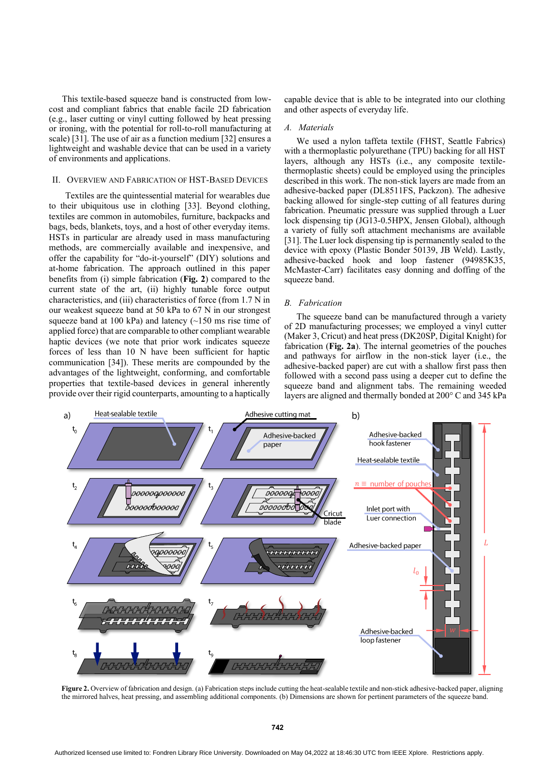This textile-based squeeze band is constructed from low-cost and compliant fabrics that enable facile 2D fabrication (e.g., laser cutting or vinyl cutting followed by heat pressing or ironing, with the potential for roll-to-roll manufacturing at scale) [31]. The use of air as a function medium [32] ensures a lightweight and washable device that can be used in a variety of environments and applications.

## II. Overview and Fabrication of HST-Based Devices

Textiles are the quintessential material for wearables due to their ubiquitous use in clothing [33]. Beyond clothing, textiles are common in automobiles, furniture, backpacks and bags, beds, blankets, toys, and a host of other everyday items. HSTs in particular are already used in mass manufacturing methods, are commercially available and inexpensive, and offer the capability for "do-it-yourself" (DIY) solutions and at-home fabrication. The approach outlined in this paper benefits from (i) simple fabrication (**Fig. 2**) compared to the current state of the art, (ii) highly tunable force output characteristics, and (iii) characteristics of force (from 1.7 N in our weakest squeeze band at 50 kPa to 67 N in our strongest squeeze band at 100 kPa) and latency (~150 ms rise time of applied force) that are comparable to other compliant wearable haptic devices (we note that prior work indicates squeeze forces of less than 10 N have been sufficient for haptic communication [34]). These merits are compounded by the advantages of the lightweight, conforming, and comfortable properties that textile-based devices in general inherently provide over their rigid counterparts, amounting to a haptically capable device that is able to be integrated into our clothing and other aspects of everyday life.

### A. *Materials*

We used a nylon taffeta textile (FHST, Seattle Fabrics) with a thermoplastic polyurethane (TPU) backing for all HST layers, although any HSTs (i.e., any composite textile-thermoplastic sheets) could be employed using the principles described in this work. The non-stick layers are made from an adhesive-backed paper (DL8511FS, Packzon). The adhesive backing allowed for single-step cutting of all features during fabrication. Pneumatic pressure was supplied through a Luer lock dispensing tip (JG13-0.5HPX, Jensen Global), although a variety of fully soft attachment mechanisms are available [31]. The Luer lock dispensing tip is permanently sealed to the device with epoxy (Plastic Bonder 50139, JB Weld). Lastly, adhesive-backed hook and loop fastener (94985K35, McMaster-Carr) facilitates easy donning and doffing of the squeeze band.

### B. *Fabrication*

The squeeze band can be manufactured through a variety of 2D manufacturing processes; we employed a vinyl cutter (Maker 3, Cricut) and heat press (DK20SP, Digital Knight) for fabrication (**Fig. 2a**). The internal geometries of the pouches and pathways for airflow in the non-stick layer (i.e., the adhesive-backed paper) are cut with a shallow first pass then followed with a second pass using a deeper cut to define the squeeze band and alignment tabs. The remaining weeded layers are aligned and thermally bonded at 200° C and 345 kPa

**Figure 2.** Overview of fabrication and design. (a) Fabrication steps include cutting the heat-sealable textile and non-stick adhesive-backed paper, aligning the mirrored halves, heat pressing, and assembling additional components. (b) Dimensions are shown for pertinent parameters of the squeeze band.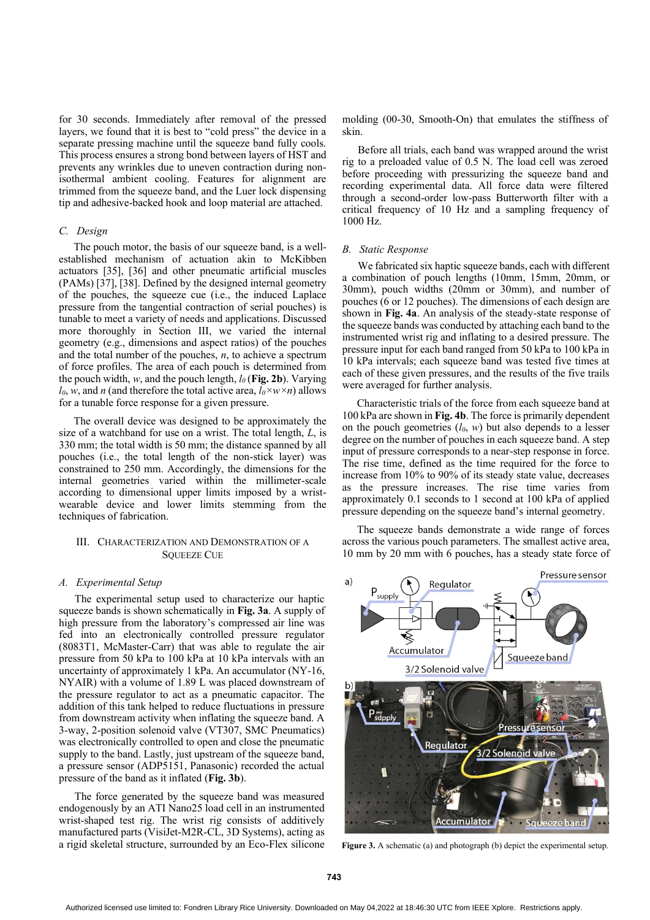for 30 seconds. Immediately after removal of the pressed layers, we found that it is best to "cold press" the device in a separate pressing machine until the squeeze band fully cools. This process ensures a strong bond between layers of HST and prevents any wrinkles due to uneven contraction during non-isothermal ambient cooling. Features for alignment are trimmed from the squeeze band, and the Luer lock dispensing tip and adhesive-backed hook and loop material are attached.

### C. Design

The pouch motor, the basis of our squeeze band, is a well-established mechanism of actuation akin to McKibben actuators [35], [36] and other pneumatic artificial muscles (PAMs) [37], [38]. Defined by the designed internal geometry of the pouches, the squeeze cue (i.e., the induced Laplace pressure from the tangential contraction of serial pouches) is tunable to meet a variety of needs and applications. Discussed more thoroughly in Section III, we varied the internal geometry (e.g., dimensions and aspect ratios) of the pouches and the total number of the pouches, *n*, to achieve a spectrum of force profiles. The area of each pouch is determined from the pouch width, *w*, and the pouch length, $l_0$ (**Fig. 2b**). Varying $l_0$, *w*, and *n* (and therefore the total active area, $l_0 \times w \times n$) allows for a tunable force response for a given pressure.

The overall device was designed to be approximately the size of a watchband for use on a wrist. The total length, *L*, is 330 mm; the total width is 50 mm; the distance spanned by all pouches (i.e., the total length of the non-stick layer) was constrained to 250 mm. Accordingly, the dimensions for the internal geometries varied within the millimeter-scale according to dimensional upper limits imposed by a wrist-wearable device and lower limits stemming from the techniques of fabrication.

## III. Characterization and Demonstration of a Squeeze Cue

### A. Experimental Setup

The experimental setup used to characterize our haptic squeeze bands is shown schematically in **Fig. 3a**. A supply of high pressure from the laboratory's compressed air line was fed into an electronically controlled pressure regulator (8083T1, McMaster-Carr) that was able to regulate the air pressure from 50 kPa to 100 kPa at 10 kPa intervals with an uncertainty of approximately 1 kPa. An accumulator (NY-16, NYAIR) with a volume of 1.89 L was placed downstream of the pressure regulator to act as a pneumatic capacitor. The addition of this tank helped to reduce fluctuations in pressure from downstream activity when inflating the squeeze band. A 3-way, 2-position solenoid valve (VT307, SMC Pneumatics) was electronically controlled to open and close the pneumatic supply to the band. Lastly, just upstream of the squeeze band, a pressure sensor (ADP5151, Panasonic) recorded the actual pressure of the band as it inflated (**Fig. 3b**).

The force generated by the squeeze band was measured endogenously by an ATI Nano25 load cell in an instrumented wrist-shaped test rig. The wrist rig consists of additively manufactured parts (VisiJet-M2R-CL, 3D Systems), acting as a rigid skeletal structure, surrounded by an Eco-Flex silicone molding (00-30, Smooth-On) that emulates the stiffness of skin.

Before all trials, each band was wrapped around the wrist rig to a preloaded value of 0.5 N. The load cell was zeroed before proceeding with pressurizing the squeeze band and recording experimental data. All force data were filtered through a second-order low-pass Butterworth filter with a critical frequency of 10 Hz and a sampling frequency of 1000 Hz.

### B. Static Response

We fabricated six haptic squeeze bands, each with different a combination of pouch lengths (10mm, 15mm, 20mm, or 30mm), pouch widths (20mm or 30mm), and number of pouches (6 or 12 pouches). The dimensions of each design are shown in **Fig. 4a**. An analysis of the steady-state response of the squeeze bands was conducted by attaching each band to the instrumented wrist rig and inflating to a desired pressure. The pressure input for each band ranged from 50 kPa to 100 kPa in 10 kPa intervals; each squeeze band was tested five times at each of these given pressures, and the results of the five trails were averaged for further analysis.

Characteristic trials of the force from each squeeze band at 100 kPa are shown in **Fig. 4b**. The force is primarily dependent on the pouch geometries ($l_0$, *w*) but also depends to a lesser degree on the number of pouches in each squeeze band. A step input of pressure corresponds to a near-step response in force. The rise time, defined as the time required for the force to increase from 10% to 90% of its steady state value, decreases as the pressure increases. The rise time varies from approximately 0.1 seconds to 1 second at 100 kPa of applied pressure depending on the squeeze band's internal geometry.

The squeeze bands demonstrate a wide range of forces across the various pouch parameters. The smallest active area, 10 mm by 20 mm with 6 pouches, has a steady state force of

**Figure 3.** A schematic (a) and photograph (b) depict the experimental setup.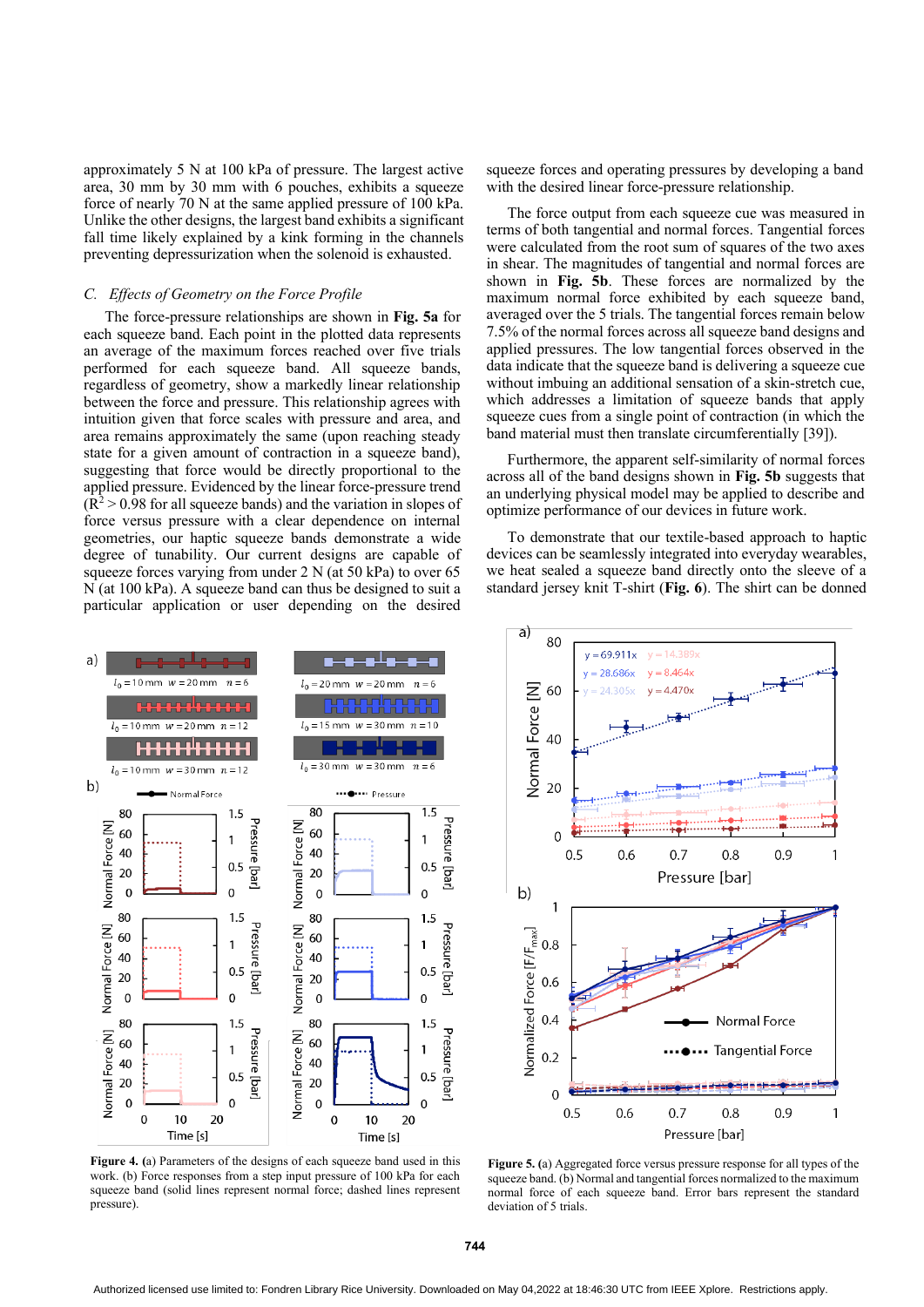approximately 5 N at 100 kPa of pressure. The largest active area, 30 mm by 30 mm with 6 pouches, exhibits a squeeze force of nearly 70 N at the same applied pressure of 100 kPa. Unlike the other designs, the largest band exhibits a significant fall time likely explained by a kink forming in the channels preventing depressurization when the solenoid is exhausted.

### *C. Effects of Geometry on the Force Profile*

The force-pressure relationships are shown in **Fig. 5a** for each squeeze band. Each point in the plotted data represents an average of the maximum forces reached over five trials performed for each squeeze band. All squeeze bands, regardless of geometry, show a markedly linear relationship between the force and pressure. This relationship agrees with intuition given that force scales with pressure and area, and area remains approximately the same (upon reaching steady state for a given amount of contraction in a squeeze band), suggesting that force would be directly proportional to the applied pressure. Evidenced by the linear force-pressure trend ($R^2 > 0.98$ for all squeeze bands) and the variation in slopes of force versus pressure with a clear dependence on internal geometries, our haptic squeeze bands demonstrate a wide degree of tunability. Our current designs are capable of squeeze forces varying from under 2 N (at 50 kPa) to over 65 N (at 100 kPa). A squeeze band can thus be designed to suit a particular application or user depending on the desired squeeze forces and operating pressures by developing a band with the desired linear force-pressure relationship.

The force output from each squeeze cue was measured in terms of both tangential and normal forces. Tangential forces were calculated from the root sum of squares of the two axes in shear. The magnitudes of tangential and normal forces are shown in **Fig. 5b**. These forces are normalized by the maximum normal force exhibited by each squeeze band, averaged over the 5 trials. The tangential forces remain below 7.5% of the normal forces across all squeeze band designs and applied pressures. The low tangential forces observed in the data indicate that the squeeze band is delivering a squeeze cue without imbuing an additional sensation of a skin-stretch cue, which addresses a limitation of squeeze bands that apply squeeze cues from a single point of contraction (in which the band material must then translate circumferentially [39]).

Furthermore, the apparent self-similarity of normal forces across all of the band designs shown in **Fig. 5b** suggests that an underlying physical model may be applied to describe and optimize performance of our devices in future work.

To demonstrate that our textile-based approach to haptic devices can be seamlessly integrated into everyday wearables, we heat sealed a squeeze band directly onto the sleeve of a standard jersey knit T-shirt (**Fig. 6**). The shirt can be donned

**Figure 4.** (a) Parameters of the designs of each squeeze band used in this work. (b) Force responses from a step input pressure of 100 kPa for each squeeze band (solid lines represent normal force; dashed lines represent pressure).

**Figure 5.** (a) Aggregated force versus pressure response for all types of the squeeze band. (b) Normal and tangential forces normalized to the maximum normal force of each squeeze band. Error bars represent the standard deviation of 5 trials.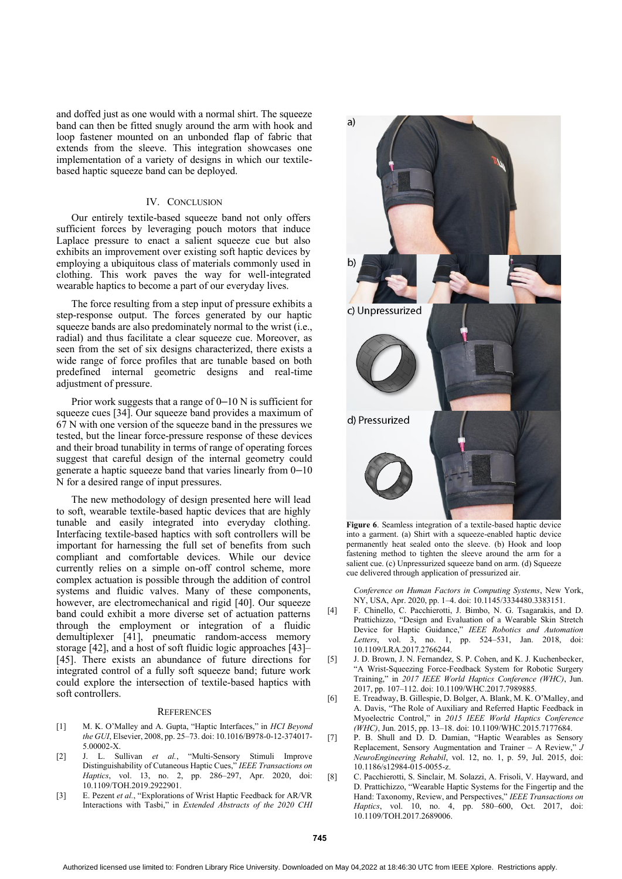and doffed just as one would with a normal shirt. The squeeze band can then be fitted snugly around the arm with hook and loop fastener mounted on an unbonded flap of fabric that extends from the sleeve. This integration showcases one implementation of a variety of designs in which our textile-based haptic squeeze band can be deployed.

## IV. Conclusion

Our entirely textile-based squeeze band not only offers sufficient forces by leveraging pouch motors that induce Laplace pressure to enact a salient squeeze cue but also exhibits an improvement over existing soft haptic devices by employing a ubiquitous class of materials commonly used in clothing. This work paves the way for well-integrated wearable haptics to become a part of our everyday lives.

The force resulting from a step input of pressure exhibits a step-response output. The forces generated by our haptic squeeze bands are also predominately normal to the wrist (i.e., radial) and thus facilitate a clear squeeze cue. Moreover, as seen from the set of six designs characterized, there exists a wide range of force profiles that are tunable based on both predefined internal geometric designs and real-time adjustment of pressure.

Prior work suggests that a range of 0–10 N is sufficient for squeeze cues [34]. Our squeeze band provides a maximum of 67 N with one version of the squeeze band in the pressures we tested, but the linear force-pressure response of these devices and their broad tunability in terms of range of operating forces suggest that careful design of the internal geometry could generate a haptic squeeze band that varies linearly from 0–10 N for a desired range of input pressures.

The new methodology of design presented here will lead to soft, wearable textile-based haptic devices that are highly tunable and easily integrated into everyday clothing. Interfacing textile-based haptics with soft controllers will be important for harnessing the full set of benefits from such compliant and comfortable devices. While our device currently relies on a simple on-off control scheme, more complex actuation is possible through the addition of control systems and fluidic valves. Many of these components, however, are electromechanical and rigid [40]. Our squeeze band could exhibit a more diverse set of actuation patterns through the employment or integration of a fluidic demultiplexer [41], pneumatic random-access memory storage [42], and a host of soft fluidic logic approaches [43]–[45]. There exists an abundance of future directions for integrated control of a fully soft squeeze band; future work could explore the intersection of textile-based haptics with soft controllers.

**Figure 6**. Seamless integration of a textile-based haptic device into a garment. (a) Shirt with a squeeze-enabled haptic device permanently heat sealed onto the sleeve. (b) Hook and loop fastening method to tighten the sleeve around the arm for a salient cue. (c) Unpressurized squeeze band on arm. (d) Squeeze cue delivered through application of pressurized air.

## References

[1] M. K. O'Malley and A. Gupta, "Haptic Interfaces," in *HCI Beyond the GUI*, Elsevier, 2008, pp. 25–73. doi: 10.1016/B978-0-12-374017-5.00002-X.

[2] J. L. Sullivan *et al.*, "Multi-Sensory Stimuli Improve Distinguishability of Cutaneous Haptic Cues," *IEEE Transactions on Haptics*, vol. 13, no. 2, pp. 286–297, Apr. 2020, doi: 10.1109/TOH.2019.2922901.

[3] E. Pezent *et al.*, "Explorations of Wrist Haptic Feedback for AR/VR Interactions with Tasbi," in *Extended Abstracts of the 2020 CHI Conference on Human Factors in Computing Systems*, New York, NY, USA, Apr. 2020, pp. 1–4. doi: 10.1145/3334480.3383151.

[4] F. Chinello, C. Pacchierotti, J. Bimbo, N. G. Tsagarakis, and D. Prattichizzo, "Design and Evaluation of a Wearable Skin Stretch Device for Haptic Guidance," *IEEE Robotics and Automation Letters*, vol. 3, no. 1, pp. 524–531, Jan. 2018, doi: 10.1109/LRA.2017.2766244.

[5] J. D. Brown, J. N. Fernandez, S. P. Cohen, and K. J. Kuchenbecker, "A Wrist-Squeezing Force-Feedback System for Robotic Surgery Training," in *2017 IEEE World Haptics Conference (WHC)*, Jun. 2017, pp. 107–112. doi: 10.1109/WHC.2017.7989885.

[6] E. Treadway, B. Gillespie, D. Bolger, A. Blank, M. K. O'Malley, and A. Davis, "The Role of Auxiliary and Referred Haptic Feedback in Myoelectric Control," in *2015 IEEE World Haptics Conference (WHC)*, Jun. 2015, pp. 13–18. doi: 10.1109/WHC.2015.7177684.

[7] P. B. Shull and D. D. Damian, "Haptic Wearables as Sensory Replacement, Sensory Augmentation and Trainer – A Review," *J NeuroEngineering Rehabil*, vol. 12, no. 1, p. 59, Jul. 2015, doi: 10.1186/s12984-015-0055-z.

[8] C. Pacchierotti, S. Sinclair, M. Solazzi, A. Frisoli, V. Hayward, and D. Prattichizzo, "Wearable Haptic Systems for the Fingertip and the Hand: Taxonomy, Review, and Perspectives," *IEEE Transactions on Haptics*, vol. 10, no. 4, pp. 580–600, Oct. 2017, doi: 10.1109/TOH.2017.2689006.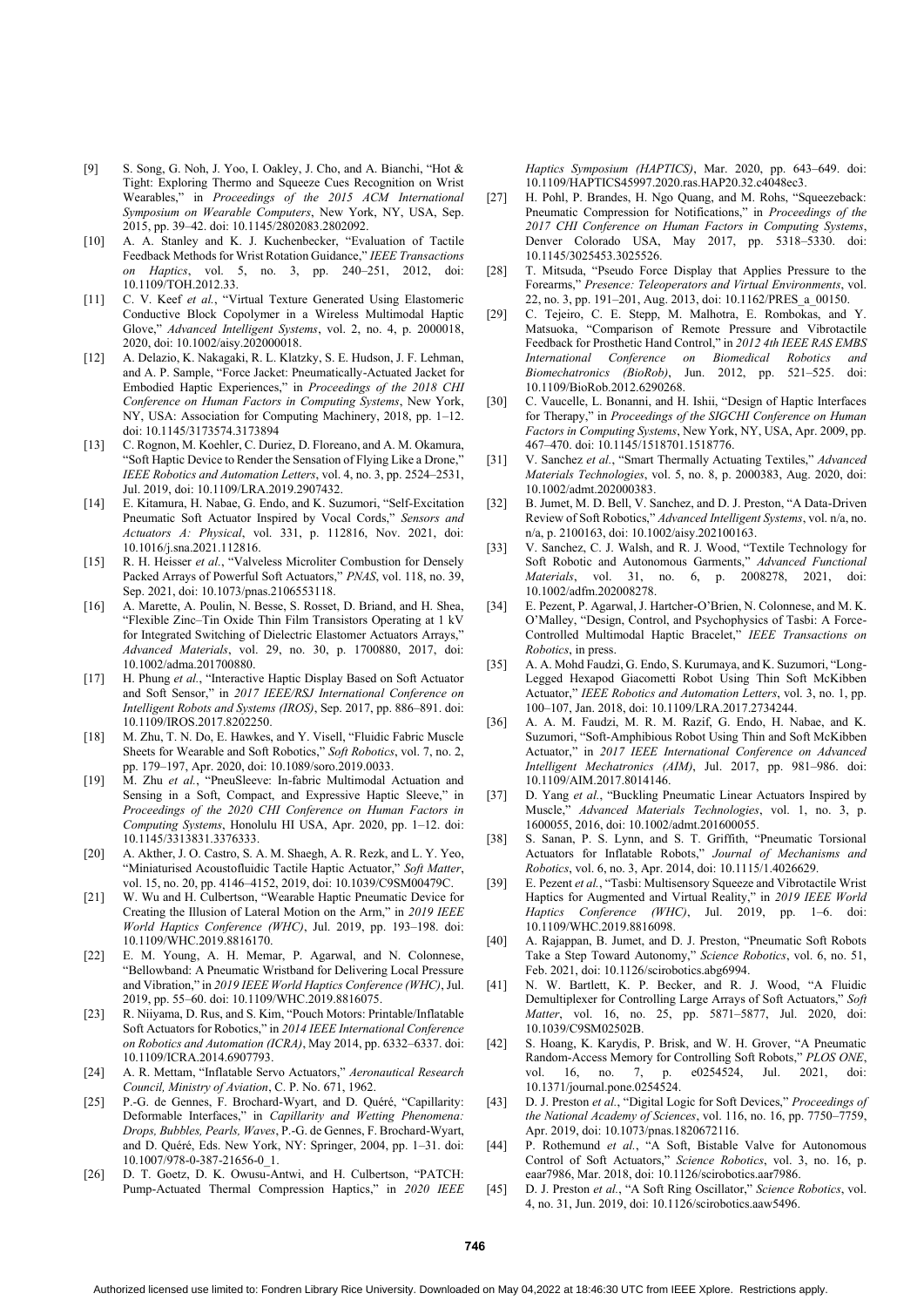[9] S. Song, G. Noh, J. Yoo, I. Oakley, J. Cho, and A. Bianchi, "Hot & Tight: Exploring Thermo and Squeeze Cues Recognition on Wrist Wearables," in *Proceedings of the 2015 ACM International Symposium on Wearable Computers*, New York, NY, USA, Sep. 2015, pp. 39–42. doi: 10.1145/2802083.2802092.

[10] A. A. Stanley and K. J. Kuchenbecker, "Evaluation of Tactile Feedback Methods for Wrist Rotation Guidance," *IEEE Transactions on Haptics*, vol. 5, no. 3, pp. 240–251, 2012, doi: 10.1109/TOH.2012.33.

[11] C. V. Keef *et al.*, "Virtual Texture Generated Using Elastomeric Conductive Block Copolymer in a Wireless Multimodal Haptic Glove," *Advanced Intelligent Systems*, vol. 2, no. 4, p. 2000018, 2020, doi: 10.1002/aisy.202000018.

[12] A. Delazio, K. Nakagaki, R. L. Klatzky, S. E. Hudson, J. F. Lehman, and A. P. Sample, "Force Jacket: Pneumatically-Actuated Jacket for Embodied Haptic Experiences," in *Proceedings of the 2018 CHI Conference on Human Factors in Computing Systems*, New York, NY, USA: Association for Computing Machinery, 2018, pp. 1–12. doi: 10.1145/3173574.3173894

[13] C. Rognon, M. Koehler, C. Duriez, D. Floreano, and A. M. Okamura, "Soft Haptic Device to Render the Sensation of Flying Like a Drone," *IEEE Robotics and Automation Letters*, vol. 4, no. 3, pp. 2524–2531, Jul. 2019, doi: 10.1109/LRA.2019.2907432.

[14] E. Kitamura, H. Nabae, G. Endo, and K. Suzumori, "Self-Excitation Pneumatic Soft Actuator Inspired by Vocal Cords," *Sensors and Actuators A: Physical*, vol. 331, p. 112816, Nov. 2021, doi: 10.1016/j.sna.2021.112816.

[15] R. H. Heisser *et al.*, "Valveless Microliter Combustion for Densely Packed Arrays of Powerful Soft Actuators," *PNAS*, vol. 118, no. 39, Sep. 2021, doi: 10.1073/pnas.2106553118.

[16] A. Marette, A. Poulin, N. Besse, S. Rosset, D. Briand, and H. Shea, "Flexible Zinc–Tin Oxide Thin Film Transistors Operating at 1 kV for Integrated Switching of Dielectric Elastomer Actuators Arrays," *Advanced Materials*, vol. 29, no. 30, p. 1700880, 2017, doi: 10.1002/adma.201700880.

[17] H. Phung *et al.*, "Interactive Haptic Display Based on Soft Actuator and Soft Sensor," in *2017 IEEE/RSJ International Conference on Intelligent Robots and Systems (IROS)*, Sep. 2017, pp. 886–891. doi: 10.1109/IROS.2017.8202250.

[18] M. Zhu, T. N. Do, E. Hawkes, and Y. Visell, "Fluidic Fabric Muscle Sheets for Wearable and Soft Robotics," *Soft Robotics*, vol. 7, no. 2, pp. 179–197, Apr. 2020, doi: 10.1089/soro.2019.0033.

[19] M. Zhu *et al.*, "PneuSleeve: In-fabric Multimodal Actuation and Sensing in a Soft, Compact, and Expressive Haptic Sleeve," in *Proceedings of the 2020 CHI Conference on Human Factors in Computing Systems*, Honolulu HI USA, Apr. 2020, pp. 1–12. doi: 10.1145/3313831.3376333.

[20] A. Akther, J. O. Castro, S. A. M. Shaegh, A. R. Rezk, and L. Y. Yeo, "Miniaturised Acoustofluidic Tactile Haptic Actuator," *Soft Matter*, vol. 15, no. 20, pp. 4146–4152, 2019, doi: 10.1039/C9SM00479C.

[21] W. Wu and H. Culbertson, "Wearable Haptic Pneumatic Device for Creating the Illusion of Lateral Motion on the Arm," in *2019 IEEE World Haptics Conference (WHC)*, Jul. 2019, pp. 193–198. doi: 10.1109/WHC.2019.8816170.

[22] E. M. Young, A. H. Memar, P. Agarwal, and N. Colonnese, "Bellowband: A Pneumatic Wristband for Delivering Local Pressure and Vibration," in *2019 IEEE World Haptics Conference (WHC)*, Jul. 2019, pp. 55–60. doi: 10.1109/WHC.2019.8816075.

[23] R. Niiyama, D. Rus, and S. Kim, "Pouch Motors: Printable/Inflatable Soft Actuators for Robotics," in *2014 IEEE International Conference on Robotics and Automation (ICRA)*, May 2014, pp. 6332–6337. doi: 10.1109/ICRA.2014.6907793.

[24] A. R. Mettam, "Inflatable Servo Actuators," *Aeronautical Research Council, Ministry of Aviation*, C. P. No. 671, 1962.

[25] P.-G. de Gennes, F. Brochard-Wyart, and D. Quéré, "Capillarity: Deformable Interfaces," in *Capillarity and Wetting Phenomena: Drops, Bubbles, Pearls, Waves*, P.-G. de Gennes, F. Brochard-Wyart, and D. Quéré, Eds. New York, NY: Springer, 2004, pp. 1–31. doi: 10.1007/978-0-387-21656-0_1.

[26] D. T. Goetz, D. K. Owusu-Antwi, and H. Culbertson, "PATCH: Pump-Actuated Thermal Compression Haptics," in *2020 IEEE Haptics Symposium (HAPTICS)*, Mar. 2020, pp. 643–649. doi: 10.1109/HAPTICS45997.2020.ras.HAP20.32.c4048ec3.

[27] H. Pohl, P. Brandes, H. Ngo Quang, and M. Rohs, "Squeezeback: Pneumatic Compression for Notifications," in *Proceedings of the 2017 CHI Conference on Human Factors in Computing Systems*, Denver Colorado USA, May 2017, pp. 5318–5330. doi: 10.1145/3025453.3025526.

[28] T. Mitsuda, "Pseudo Force Display that Applies Pressure to the Forearms," *Presence: Teleoperators and Virtual Environments*, vol. 22, no. 3, pp. 191–201, Aug. 2013, doi: 10.1162/PRES_a_00150.

[29] C. Tejeiro, C. E. Stepp, M. Malhotra, E. Rombokas, and Y. Matsuoka, "Comparison of Remote Pressure and Vibrotactile Feedback for Prosthetic Hand Control," in *2012 4th IEEE RAS EMBS International Conference on Biomedical Robotics and Biomechatronics (BioRob)*, Jun. 2012, pp. 521–525. doi: 10.1109/BioRob.2012.6290268.

[30] C. Vaucelle, L. Bonanni, and H. Ishii, "Design of Haptic Interfaces for Therapy," in *Proceedings of the SIGCHI Conference on Human Factors in Computing Systems*, New York, NY, USA, Apr. 2009, pp. 467–470. doi: 10.1145/1518701.1518776.

[31] V. Sanchez *et al.*, "Smart Thermally Actuating Textiles," *Advanced Materials Technologies*, vol. 5, no. 8, p. 2000383, Aug. 2020, doi: 10.1002/admt.202000383.

[32] B. Jumet, M. D. Bell, V. Sanchez, and D. J. Preston, "A Data-Driven Review of Soft Robotics," *Advanced Intelligent Systems*, vol. n/a, no. n/a, p. 2100163, doi: 10.1002/aisy.202100163.

[33] V. Sanchez, C. J. Walsh, and R. J. Wood, "Textile Technology for Soft Robotic and Autonomous Garments," *Advanced Functional Materials*, vol. 31, no. 6, p. 2008278, 2021, doi: 10.1002/adfm.202008278.

[34] E. Pezent, P. Agarwal, J. Hartcher-O'Brien, N. Colonnese, and M. K. O'Malley, "Design, Control, and Psychophysics of Tasbi: A Force-Controlled Multimodal Haptic Bracelet," *IEEE Transactions on Robotics*, in press.

[35] A. A. Mohd Faudzi, G. Endo, S. Kurumaya, and K. Suzumori, "Long-Legged Hexapod Giacometti Robot Using Thin Soft McKibben Actuator," *IEEE Robotics and Automation Letters*, vol. 3, no. 1, pp. 100–107, Jan. 2018, doi: 10.1109/LRA.2017.2734244.

[36] A. A. M. Faudzi, M. R. M. Razif, G. Endo, H. Nabae, and K. Suzumori, "Soft-Amphibious Robot Using Thin and Soft McKibben Actuator," in *2017 IEEE International Conference on Advanced Intelligent Mechatronics (AIM)*, Jul. 2017, pp. 981–986. doi: 10.1109/AIM.2017.8014146.

[37] D. Yang *et al.*, "Buckling Pneumatic Linear Actuators Inspired by Muscle," *Advanced Materials Technologies*, vol. 1, no. 3, p. 1600055, 2016, doi: 10.1002/admt.201600055.

[38] S. Sanan, P. S. Lynn, and S. T. Griffith, "Pneumatic Torsional Actuators for Inflatable Robots," *Journal of Mechanisms and Robotics*, vol. 6, no. 3, Apr. 2014, doi: 10.1115/1.4026629.

[39] E. Pezent *et al.*, "Tasbi: Multisensory Squeeze and Vibrotactile Wrist Haptics for Augmented and Virtual Reality," in *2019 IEEE World Haptics Conference (WHC)*, Jul. 2019, pp. 1–6. doi: 10.1109/WHC.2019.8816098.

[40] A. Rajappan, B. Jumet, and D. J. Preston, "Pneumatic Soft Robots Take a Step Toward Autonomy," *Science Robotics*, vol. 6, no. 51, Feb. 2021, doi: 10.1126/scirobotics.abg6994.

[41] N. W. Bartlett, K. P. Becker, and R. J. Wood, "A Fluidic Demultiplexer for Controlling Large Arrays of Soft Actuators," *Soft Matter*, vol. 16, no. 25, pp. 5871–5877, Jul. 2020, doi: 10.1039/C9SM02502B.

[42] S. Hoang, K. Karydis, P. Brisk, and W. H. Grover, "A Pneumatic Random-Access Memory for Controlling Soft Robots," *PLOS ONE*, vol. 16, no. 7, p. e0254524, Jul. 2021, doi: 10.1371/journal.pone.0254524.

[43] D. J. Preston *et al.*, "Digital Logic for Soft Devices," *Proceedings of the National Academy of Sciences*, vol. 116, no. 16, pp. 7750–7759, Apr. 2019, doi: 10.1073/pnas.1820672116.

[44] P. Rothemund *et al.*, "A Soft, Bistable Valve for Autonomous Control of Soft Actuators," *Science Robotics*, vol. 3, no. 16, p. eaar7986, Mar. 2018, doi: 10.1126/scirobotics.aar7986.

[45] D. J. Preston *et al.*, "A Soft Ring Oscillator," *Science Robotics*, vol. 4, no. 31, Jun. 2019, doi: 10.1126/scirobotics.aaw5496.